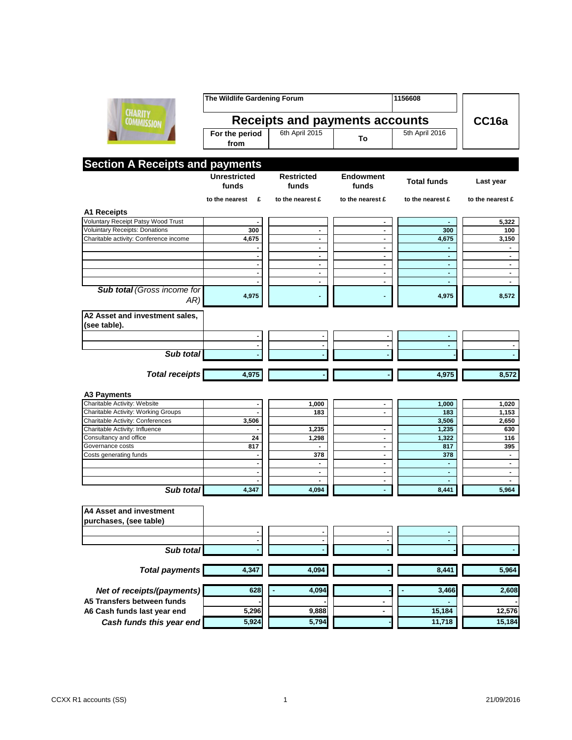| The Wildlife Gardening Forum | | | 1156608 | |
|---|---|---|---|---|
| **Receipts and payments accounts** | | | | **CC16a** |
| **For the period from** | 6th April 2015 | **To** | 5th April 2016 | |

## Section A Receipts and payments

| | Unrestricted funds | Restricted funds | Endowment funds | Total funds | Last year |
|---|---|---|---|---|---|
| | to the nearest £ | to the nearest £ | to the nearest £ | to the nearest £ | to the nearest £ |
| **A1 Receipts** | | | | | |
| Voluntary Receipt Patsy Wood Trust | - | | - | - | 5,322 |
| Voluntary Receipts: Donations | 300 | - | - | 300 | 100 |
| Charitable activity: Conference income | 4,675 | - | - | 4,675 | 3,150 |
| | - | - | - | - | - |
| | - | - | - | - | - |
| | - | - | - | - | - |
| | - | - | - | - | - |
| | - | - | - | - | - |
| ***Sub total*** *(Gross income for AR)* | 4,975 | - | - | 4,975 | 8,572 |
| **A2 Asset and investment sales, (see table).** | | | | | |
| | - | - | - | - | |
| | - | - | - | - | - |
| ***Sub total*** | - | - | - | - | - |
| ***Total receipts*** | 4,975 | - | - | 4,975 | 8,572 |
| **A3 Payments** | | | | | |
| Charitable Activity: Website | - | 1,000 | - | 1,000 | 1,020 |
| Charitable Activity: Working Groups | - | 183 | - | 183 | 1,153 |
| Charitable Activity: Conferences | 3,506 | | | 3,506 | 2,650 |
| Charitable Activity: Influence | - | 1,235 | - | 1,235 | 630 |
| Consultancy and office | 24 | 1,298 | - | 1,322 | 116 |
| Governance costs | 817 | - | - | 817 | 395 |
| Costs generating funds | - | 378 | - | 378 | - |
| | - | - | - | - | - |
| | - | - | - | - | - |
| | - | - | - | - | - |
| ***Sub total*** | 4,347 | 4,094 | - | 8,441 | 5,964 |
| **A4 Asset and investment purchases, (see table)** | | | | | |
| | - | - | - | - | |
| | - | - | - | - | |
| ***Sub total*** | - | - | - | - | - |
| ***Total payments*** | 4,347 | 4,094 | - | 8,441 | 5,964 |
| ***Net of receipts/(payments)*** | 628 | - 4,094 | - | - 3,466 | 2,608 |
| **A5 Transfers between funds** | - | - | - | - | - |
| **A6 Cash funds last year end** | 5,296 | 9,888 | - | 15,184 | 12,576 |
| ***Cash funds this year end*** | 5,924 | 5,794 | - | 11,718 | 15,184 |

CCXX R1 accounts (SS) 21/09/2016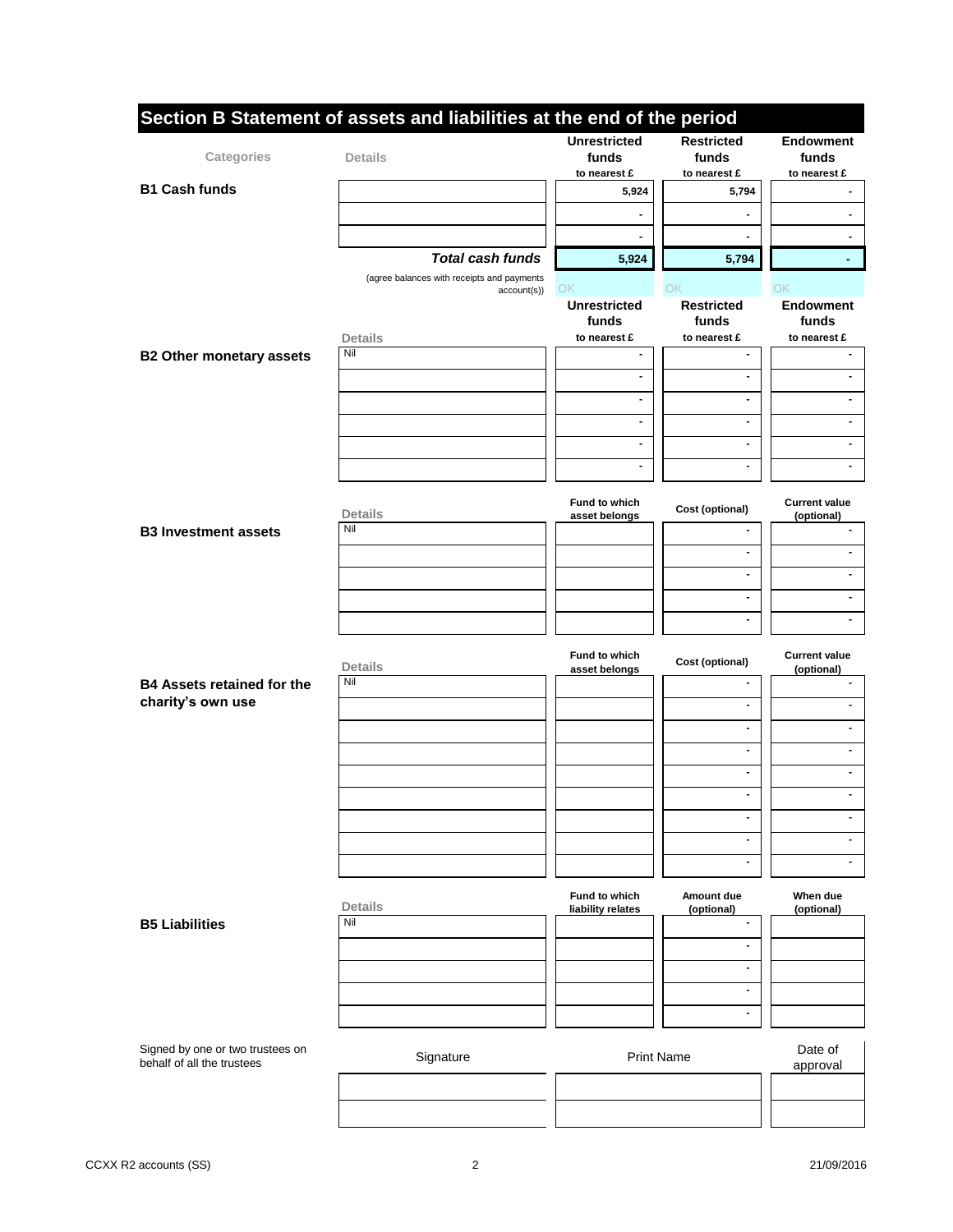## Section B Statement of assets and liabilities at the end of the period

| Categories | Details | Unrestricted funds to nearest £ | Restricted funds to nearest £ | Endowment funds to nearest £ |
|---|---|---|---|---|
| **B1 Cash funds** | | 5,924 | 5,794 | - |
| | | - | - | - |
| | | - | - | - |
| | ***Total cash funds*** | **5,924** | **5,794** | **-** |
| | (agree balances with receipts and payments account(s)) | OK | OK | OK |

| | Details | Unrestricted funds to nearest £ | Restricted funds to nearest £ | Endowment funds to nearest £ |
|---|---|---|---|---|
| **B2 Other monetary assets** | Nil | - | - | - |
| | | - | - | - |
| | | - | - | - |
| | | - | - | - |
| | | - | - | - |
| | | - | - | - |

| | Details | Fund to which asset belongs | Cost (optional) | Current value (optional) |
|---|---|---|---|---|
| **B3 Investment assets** | Nil | | - | - |
| | | | - | - |
| | | | - | - |
| | | | - | - |
| | | | - | - |

| | Details | Fund to which asset belongs | Cost (optional) | Current value (optional) |
|---|---|---|---|---|
| **B4 Assets retained for the charity's own use** | Nil | | - | - |
| | | | - | - |
| | | | - | - |
| | | | - | - |
| | | | - | - |
| | | | - | - |
| | | | - | - |
| | | | - | - |
| | | | - | - |

| | Details | Fund to which liability relates | Amount due (optional) | When due (optional) |
|---|---|---|---|---|
| **B5 Liabilities** | Nil | | - | |
| | | | - | |
| | | | - | |
| | | | - | |
| | | | - | |

| Signed by one or two trustees on behalf of all the trustees | Signature | Print Name | Date of approval |
|---|---|---|---|
| | | | |
| | | | |